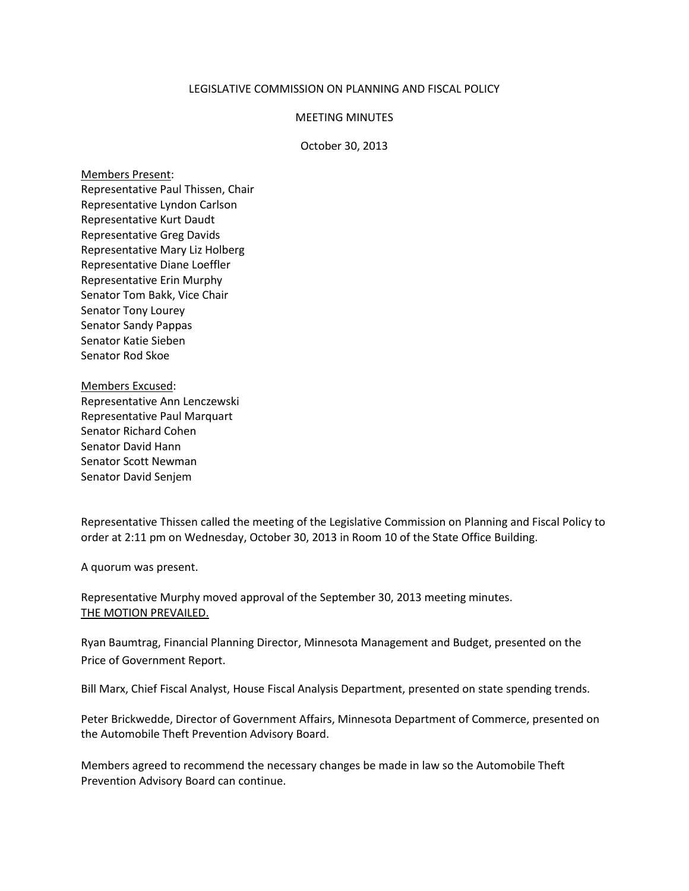# LEGISLATIVE COMMISSION ON PLANNING AND FISCAL POLICY

## MEETING MINUTES

October 30, 2013

Members Present:
Representative Paul Thissen, Chair
Representative Lyndon Carlson
Representative Kurt Daudt
Representative Greg Davids
Representative Mary Liz Holberg
Representative Diane Loeffler
Representative Erin Murphy
Senator Tom Bakk, Vice Chair
Senator Tony Lourey
Senator Sandy Pappas
Senator Katie Sieben
Senator Rod Skoe

Members Excused:
Representative Ann Lenczewski
Representative Paul Marquart
Senator Richard Cohen
Senator David Hann
Senator Scott Newman
Senator David Senjem

Representative Thissen called the meeting of the Legislative Commission on Planning and Fiscal Policy to order at 2:11 pm on Wednesday, October 30, 2013 in Room 10 of the State Office Building.

A quorum was present.

Representative Murphy moved approval of the September 30, 2013 meeting minutes.
THE MOTION PREVAILED.

Ryan Baumtrag, Financial Planning Director, Minnesota Management and Budget, presented on the Price of Government Report.

Bill Marx, Chief Fiscal Analyst, House Fiscal Analysis Department, presented on state spending trends.

Peter Brickwedde, Director of Government Affairs, Minnesota Department of Commerce, presented on the Automobile Theft Prevention Advisory Board.

Members agreed to recommend the necessary changes be made in law so the Automobile Theft Prevention Advisory Board can continue.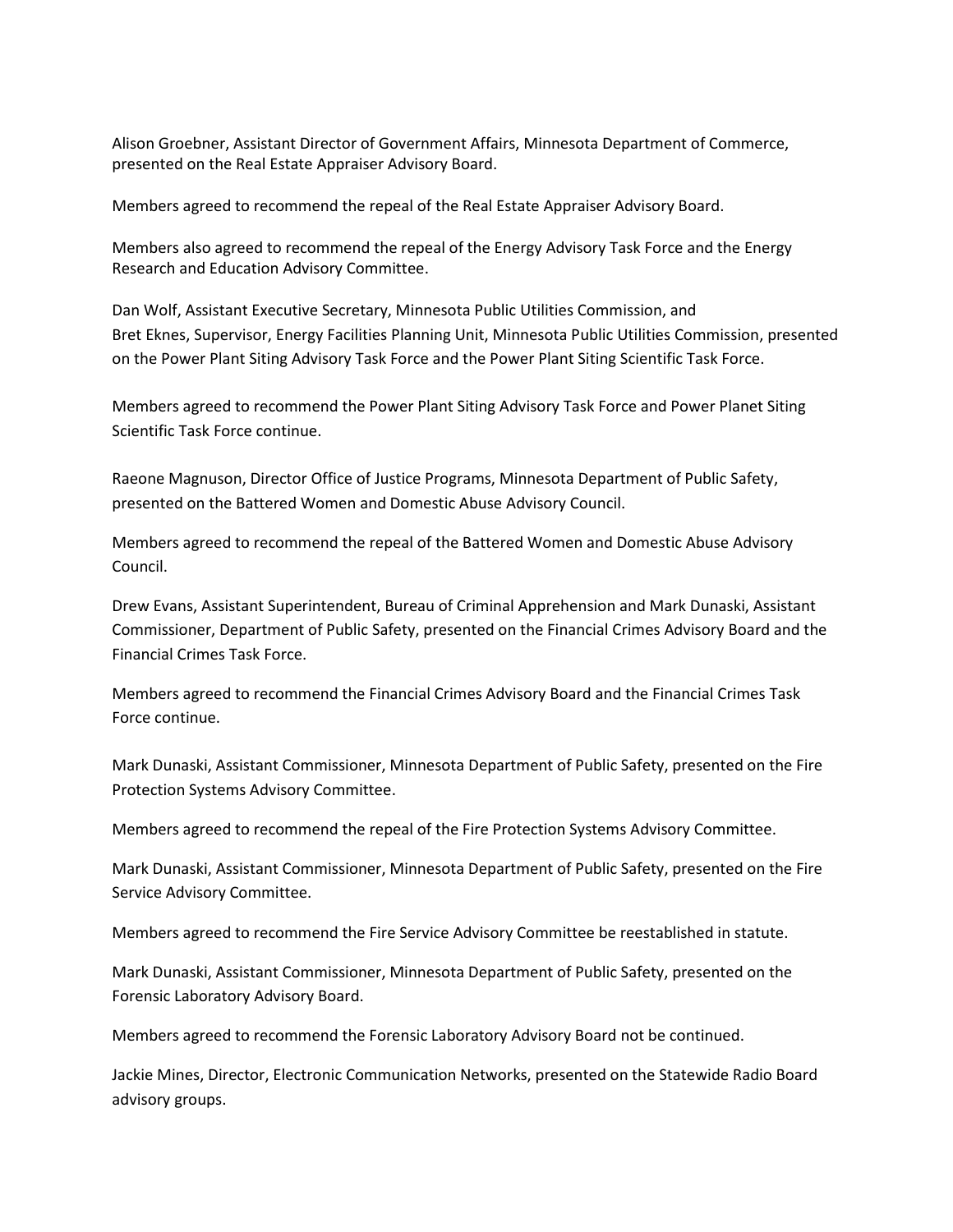Alison Groebner, Assistant Director of Government Affairs, Minnesota Department of Commerce, presented on the Real Estate Appraiser Advisory Board.

Members agreed to recommend the repeal of the Real Estate Appraiser Advisory Board.

Members also agreed to recommend the repeal of the Energy Advisory Task Force and the Energy Research and Education Advisory Committee.

Dan Wolf, Assistant Executive Secretary, Minnesota Public Utilities Commission, and Bret Eknes, Supervisor, Energy Facilities Planning Unit, Minnesota Public Utilities Commission, presented on the Power Plant Siting Advisory Task Force and the Power Plant Siting Scientific Task Force.

Members agreed to recommend the Power Plant Siting Advisory Task Force and Power Planet Siting Scientific Task Force continue.

Raeone Magnuson, Director Office of Justice Programs, Minnesota Department of Public Safety, presented on the Battered Women and Domestic Abuse Advisory Council.

Members agreed to recommend the repeal of the Battered Women and Domestic Abuse Advisory Council.

Drew Evans, Assistant Superintendent, Bureau of Criminal Apprehension and Mark Dunaski, Assistant Commissioner, Department of Public Safety, presented on the Financial Crimes Advisory Board and the Financial Crimes Task Force.

Members agreed to recommend the Financial Crimes Advisory Board and the Financial Crimes Task Force continue.

Mark Dunaski, Assistant Commissioner, Minnesota Department of Public Safety, presented on the Fire Protection Systems Advisory Committee.

Members agreed to recommend the repeal of the Fire Protection Systems Advisory Committee.

Mark Dunaski, Assistant Commissioner, Minnesota Department of Public Safety, presented on the Fire Service Advisory Committee.

Members agreed to recommend the Fire Service Advisory Committee be reestablished in statute.

Mark Dunaski, Assistant Commissioner, Minnesota Department of Public Safety, presented on the Forensic Laboratory Advisory Board.

Members agreed to recommend the Forensic Laboratory Advisory Board not be continued.

Jackie Mines, Director, Electronic Communication Networks, presented on the Statewide Radio Board advisory groups.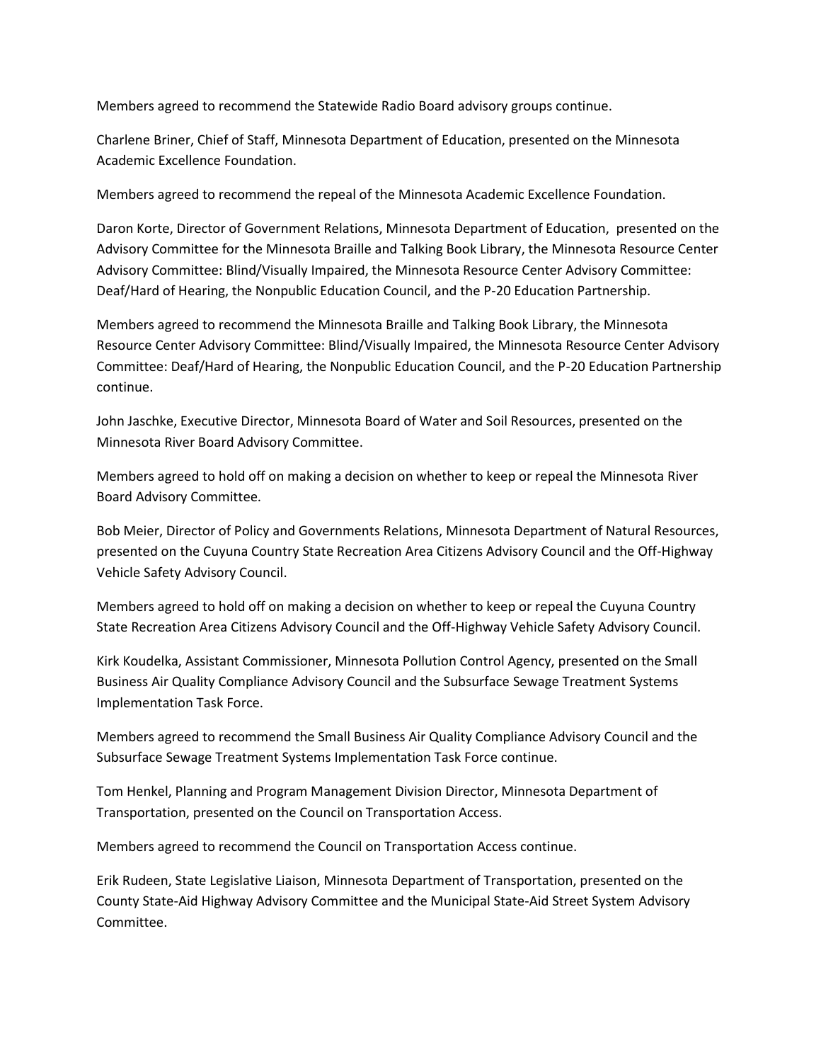Members agreed to recommend the Statewide Radio Board advisory groups continue.

Charlene Briner, Chief of Staff, Minnesota Department of Education, presented on the Minnesota Academic Excellence Foundation.

Members agreed to recommend the repeal of the Minnesota Academic Excellence Foundation.

Daron Korte, Director of Government Relations, Minnesota Department of Education, presented on the Advisory Committee for the Minnesota Braille and Talking Book Library, the Minnesota Resource Center Advisory Committee: Blind/Visually Impaired, the Minnesota Resource Center Advisory Committee: Deaf/Hard of Hearing, the Nonpublic Education Council, and the P-20 Education Partnership.

Members agreed to recommend the Minnesota Braille and Talking Book Library, the Minnesota Resource Center Advisory Committee: Blind/Visually Impaired, the Minnesota Resource Center Advisory Committee: Deaf/Hard of Hearing, the Nonpublic Education Council, and the P-20 Education Partnership continue.

John Jaschke, Executive Director, Minnesota Board of Water and Soil Resources, presented on the Minnesota River Board Advisory Committee.

Members agreed to hold off on making a decision on whether to keep or repeal the Minnesota River Board Advisory Committee.

Bob Meier, Director of Policy and Governments Relations, Minnesota Department of Natural Resources, presented on the Cuyuna Country State Recreation Area Citizens Advisory Council and the Off-Highway Vehicle Safety Advisory Council.

Members agreed to hold off on making a decision on whether to keep or repeal the Cuyuna Country State Recreation Area Citizens Advisory Council and the Off-Highway Vehicle Safety Advisory Council.

Kirk Koudelka, Assistant Commissioner, Minnesota Pollution Control Agency, presented on the Small Business Air Quality Compliance Advisory Council and the Subsurface Sewage Treatment Systems Implementation Task Force.

Members agreed to recommend the Small Business Air Quality Compliance Advisory Council and the Subsurface Sewage Treatment Systems Implementation Task Force continue.

Tom Henkel, Planning and Program Management Division Director, Minnesota Department of Transportation, presented on the Council on Transportation Access.

Members agreed to recommend the Council on Transportation Access continue.

Erik Rudeen, State Legislative Liaison, Minnesota Department of Transportation, presented on the County State-Aid Highway Advisory Committee and the Municipal State-Aid Street System Advisory Committee.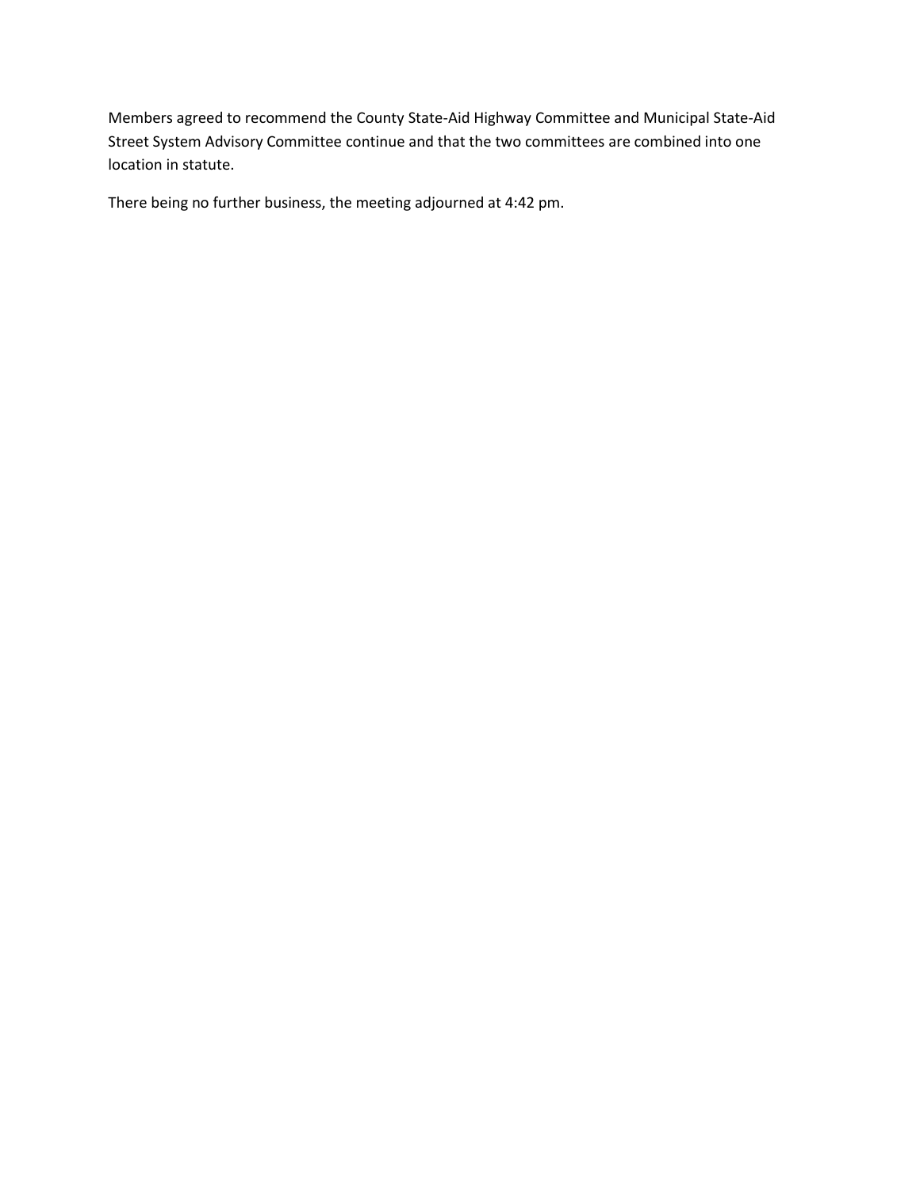Members agreed to recommend the County State-Aid Highway Committee and Municipal State-Aid Street System Advisory Committee continue and that the two committees are combined into one location in statute.

There being no further business, the meeting adjourned at 4:42 pm.